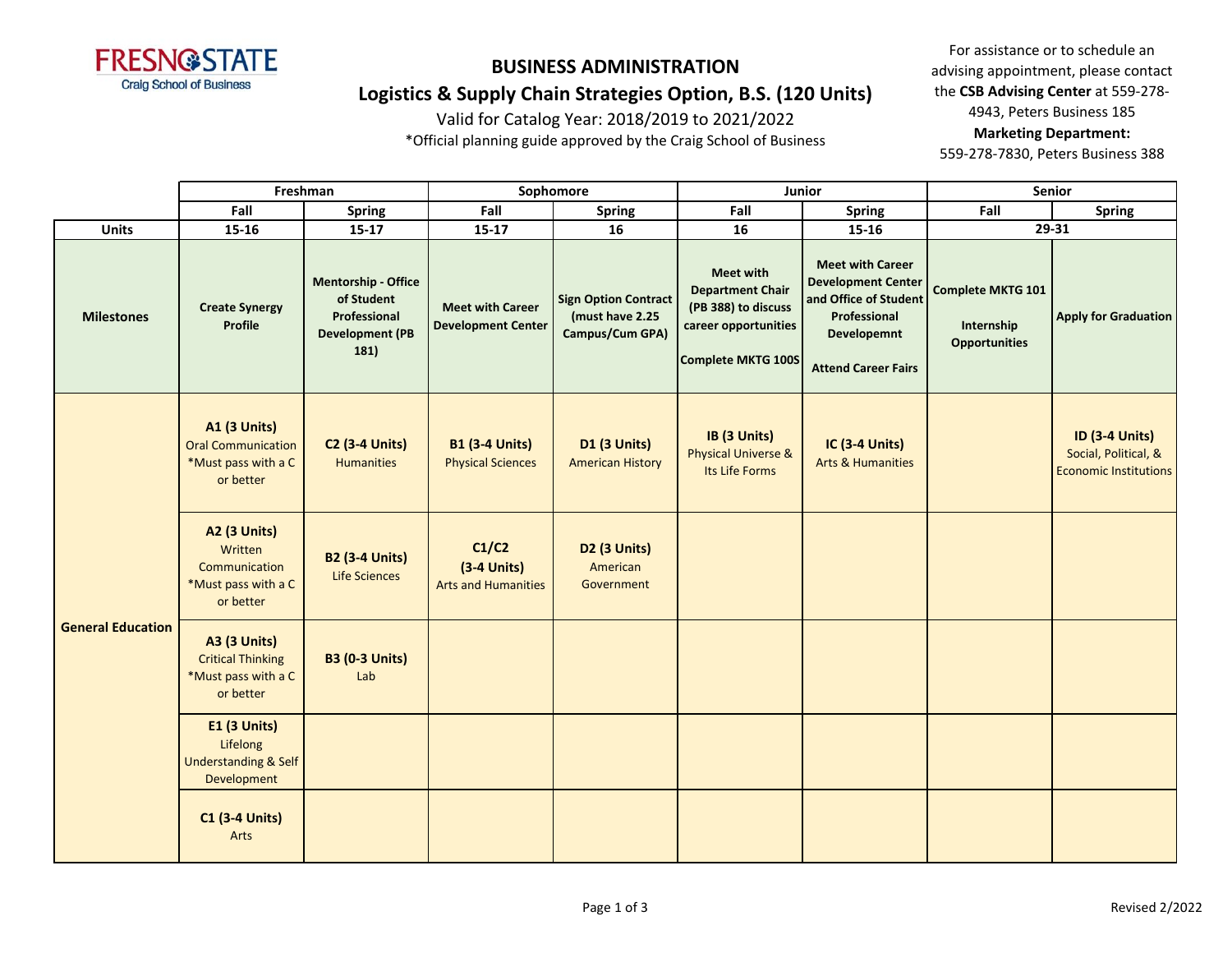FRESNO STATE
Craig School of Business

# BUSINESS ADMINISTRATION

## Logistics & Supply Chain Strategies Option, B.S. (120 Units)

Valid for Catalog Year: 2018/2019 to 2021/2022

*Official planning guide approved by the Craig School of Business

For assistance or to schedule an advising appointment, please contact the **CSB Advising Center** at 559-278-4943, Peters Business 185

**Marketing Department:**
559-278-7830, Peters Business 388

| | Freshman | | Sophomore | | Junior | | Senior | |
|---|---|---|---|---|---|---|---|---|
| | **Fall** | **Spring** | **Fall** | **Spring** | **Fall** | **Spring** | **Fall** | **Spring** |
| **Units** | 15-16 | 15-17 | 15-17 | 16 | 16 | 15-16 | 29-31 | |
| **Milestones** | **Create Synergy Profile** | **Mentorship - Office of Student Professional Development (PB 181)** | **Meet with Career Development Center** | **Sign Option Contract (must have 2.25 Campus/Cum GPA)** | **Meet with Department Chair (PB 388) to discuss career opportunities** <br> **Complete MKTG 100S** | **Meet with Career Development Center and Office of Student Professional Developemnt** <br> **Attend Career Fairs** | **Complete MKTG 101** <br> **Internship Opportunities** | **Apply for Graduation** |
| **General Education** | **A1 (3 Units)** Oral Communication *Must pass with a C or better | **C2 (3-4 Units)** Humanities | **B1 (3-4 Units)** Physical Sciences | **D1 (3 Units)** American History | **IB (3 Units)** Physical Universe & Its Life Forms | **IC (3-4 Units)** Arts & Humanities | | **ID (3-4 Units)** Social, Political, & Economic Institutions |
| | **A2 (3 Units)** Written Communication *Must pass with a C or better | **B2 (3-4 Units)** Life Sciences | **C1/C2 (3-4 Units)** Arts and Humanities | **D2 (3 Units)** American Government | | | | |
| | **A3 (3 Units)** Critical Thinking *Must pass with a C or better | **B3 (0-3 Units)** Lab | | | | | | |
| | **E1 (3 Units)** Lifelong Understanding & Self Development | | | | | | | |
| | **C1 (3-4 Units)** Arts | | | | | | | |

Revised 2/2022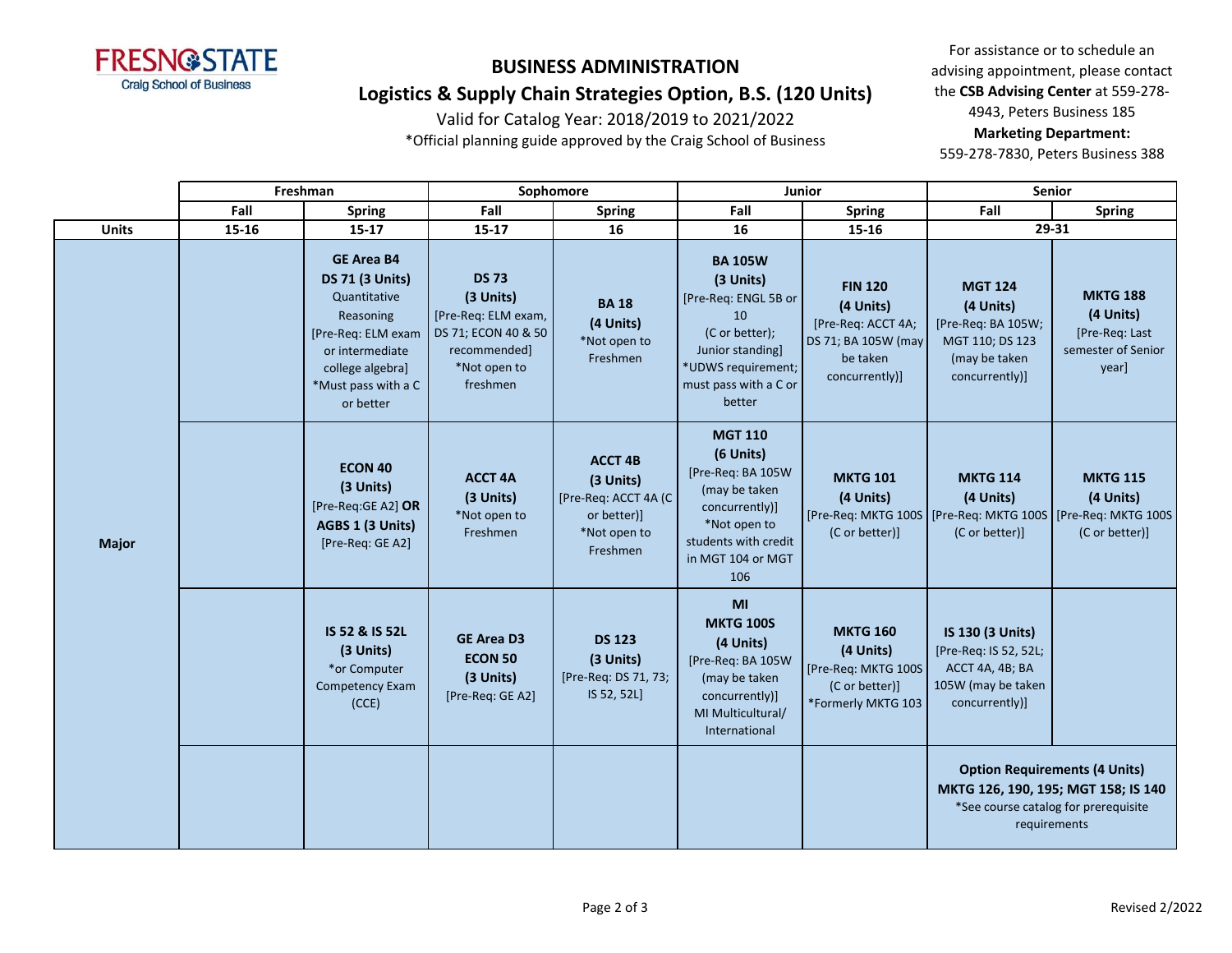**FRESNO STATE**
Craig School of Business

# BUSINESS ADMINISTRATION

## Logistics & Supply Chain Strategies Option, B.S. (120 Units)

Valid for Catalog Year: 2018/2019 to 2021/2022

*Official planning guide approved by the Craig School of Business

For assistance or to schedule an advising appointment, please contact the **CSB Advising Center** at 559-278-4943, Peters Business 185

**Marketing Department:**
559-278-7830, Peters Business 388

| | Freshman | | Sophomore | | Junior | | Senior | |
|---|---|---|---|---|---|---|---|---|
| | **Fall** | **Spring** | **Fall** | **Spring** | **Fall** | **Spring** | **Fall** | **Spring** |
| **Units** | **15-16** | **15-17** | **15-17** | **16** | **16** | **15-16** | **29-31** | |
| **Major** | | **GE Area B4 DS 71 (3 Units)** Quantitative Reasoning [Pre-Req: ELM exam or intermediate college algebra] *Must pass with a C or better | **DS 73 (3 Units)** [Pre-Req: ELM exam, DS 71; ECON 40 & 50 recommended] *Not open to freshmen | **BA 18 (4 Units)** *Not open to Freshmen | **BA 105W (3 Units)** [Pre-Req: ENGL 5B or 10 (C or better); Junior standing] *UDWS requirement; must pass with a C or better | **FIN 120 (4 Units)** [Pre-Req: ACCT 4A; DS 71; BA 105W (may be taken concurrently)] | **MGT 124 (4 Units)** [Pre-Req: BA 105W; MGT 110; DS 123 (may be taken concurrently)] | **MKTG 188 (4 Units)** [Pre-Req: Last semester of Senior year] |
| | | **ECON 40 (3 Units)** [Pre-Req:GE A2] **OR AGBS 1 (3 Units)** [Pre-Req: GE A2] | **ACCT 4A (3 Units)** *Not open to Freshmen | **ACCT 4B (3 Units)** [Pre-Req: ACCT 4A (C or better)] *Not open to Freshmen | **MGT 110 (6 Units)** [Pre-Req: BA 105W (may be taken concurrently)] *Not open to students with credit in MGT 104 or MGT 106 | **MKTG 101 (4 Units)** [Pre-Req: MKTG 100S (C or better)] | **MKTG 114 (4 Units)** [Pre-Req: MKTG 100S (C or better)] | **MKTG 115 (4 Units)** [Pre-Req: MKTG 100S (C or better)] |
| | | **IS 52 & IS 52L (3 Units)** *or Computer Competency Exam (CCE) | **GE Area D3 ECON 50 (3 Units)** [Pre-Req: GE A2] | **DS 123 (3 Units)** [Pre-Req: DS 71, 73; IS 52, 52L] | **MI MKTG 100S (4 Units)** [Pre-Req: BA 105W (may be taken concurrently)] MI Multicultural/ International | **MKTG 160 (4 Units)** [Pre-Req: MKTG 100S (C or better)] *Formerly MKTG 103 | **IS 130 (3 Units)** [Pre-Req: IS 52, 52L; ACCT 4A, 4B; BA 105W (may be taken concurrently)] | |
| | | | | | | | **Option Requirements (4 Units) MKTG 126, 190, 195; MGT 158; IS 140** *See course catalog for prerequisite requirements | |

Revised 2/2022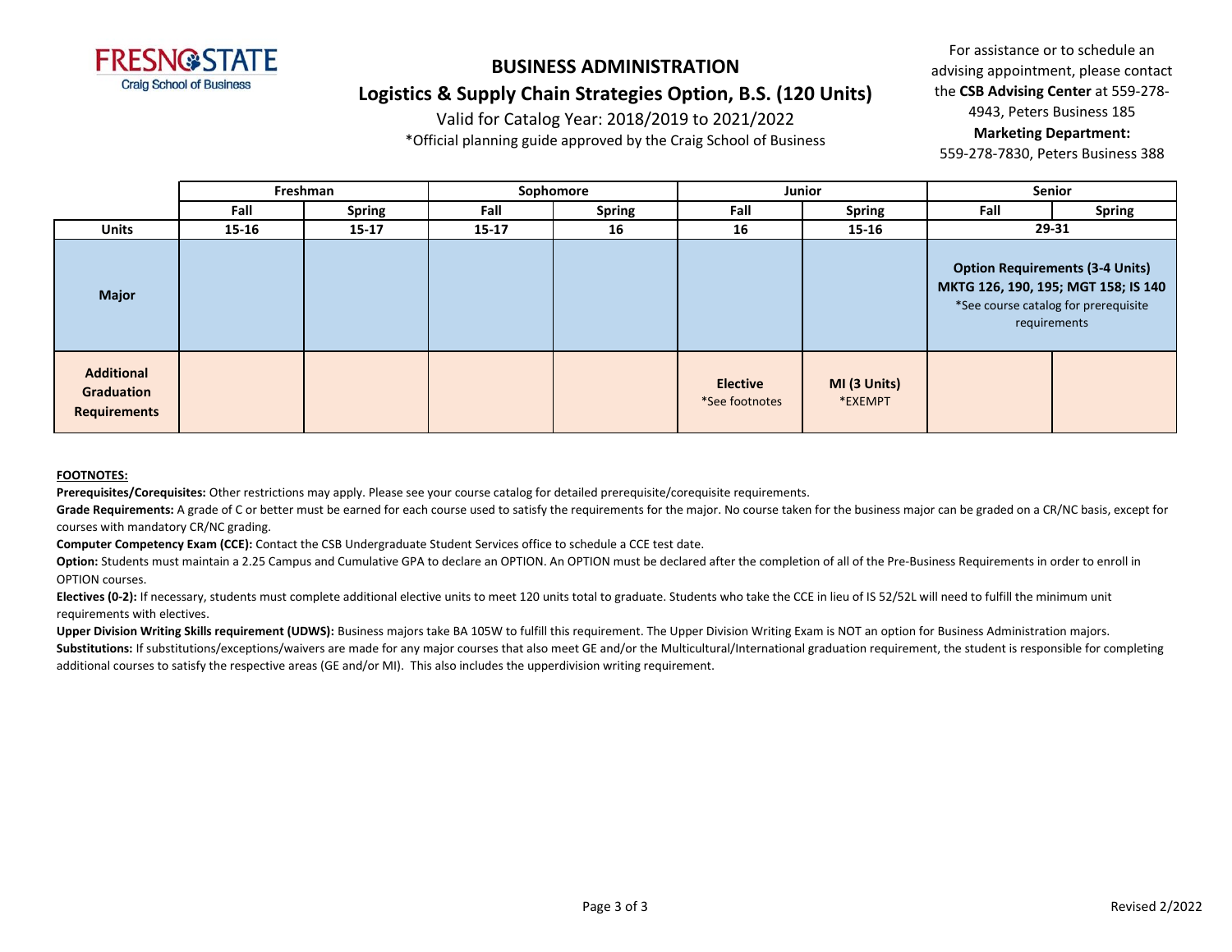# BUSINESS ADMINISTRATION

## Logistics & Supply Chain Strategies Option, B.S. (120 Units)

Valid for Catalog Year: 2018/2019 to 2021/2022

*Official planning guide approved by the Craig School of Business

For assistance or to schedule an advising appointment, please contact the **CSB Advising Center** at 559-278-4943, Peters Business 185

**Marketing Department:** 559-278-7830, Peters Business 388

| | Freshman | | Sophomore | | Junior | | Senior | |
|---|---|---|---|---|---|---|---|---|
| | **Fall** | **Spring** | **Fall** | **Spring** | **Fall** | **Spring** | **Fall** | **Spring** |
| **Units** | **15-16** | **15-17** | **15-17** | **16** | **16** | **15-16** | **29-31** | |
| **Major** | | | | | | | **Option Requirements (3-4 Units) MKTG 126, 190, 195; MGT 158; IS 140** *See course catalog for prerequisite requirements | |
| **Additional Graduation Requirements** | | | | | **Elective** *See footnotes | **MI (3 Units)** *EXEMPT | | |

**FOOTNOTES:**

**Prerequisites/Corequisites:** Other restrictions may apply. Please see your course catalog for detailed prerequisite/corequisite requirements.

**Grade Requirements:** A grade of C or better must be earned for each course used to satisfy the requirements for the major. No course taken for the business major can be graded on a CR/NC basis, except for courses with mandatory CR/NC grading.

**Computer Competency Exam (CCE):** Contact the CSB Undergraduate Student Services office to schedule a CCE test date.

**Option:** Students must maintain a 2.25 Campus and Cumulative GPA to declare an OPTION. An OPTION must be declared after the completion of all of the Pre-Business Requirements in order to enroll in OPTION courses.

**Electives (0-2):** If necessary, students must complete additional elective units to meet 120 units total to graduate. Students who take the CCE in lieu of IS 52/52L will need to fulfill the minimum unit requirements with electives.

**Upper Division Writing Skills requirement (UDWS):** Business majors take BA 105W to fulfill this requirement. The Upper Division Writing Exam is NOT an option for Business Administration majors.

**Substitutions:** If substitutions/exceptions/waivers are made for any major courses that also meet GE and/or the Multicultural/International graduation requirement, the student is responsible for completing additional courses to satisfy the respective areas (GE and/or MI). This also includes the upperdivision writing requirement.

Revised 2/2022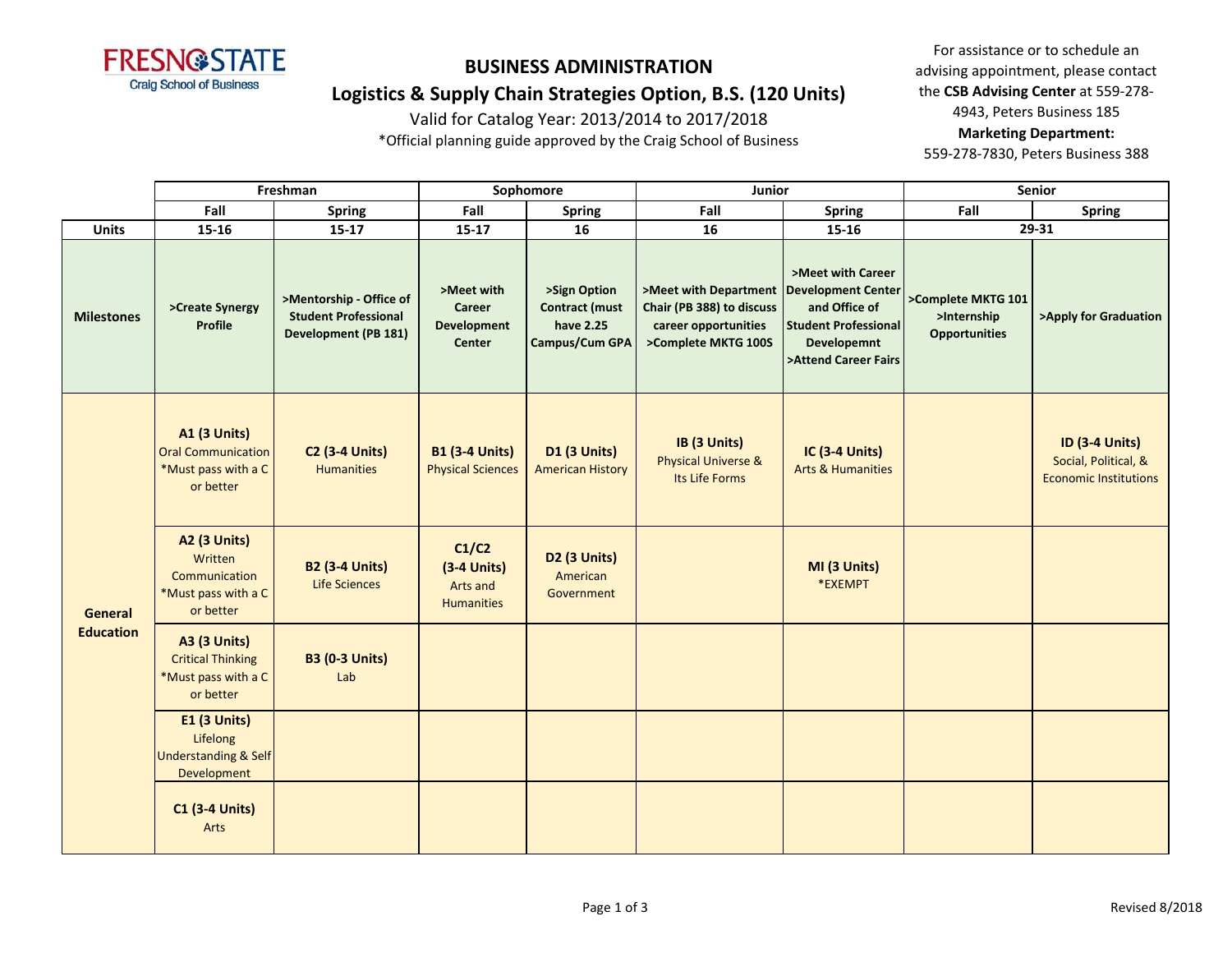# BUSINESS ADMINISTRATION

## Logistics & Supply Chain Strategies Option, B.S. (120 Units)

Valid for Catalog Year: 2013/2014 to 2017/2018

*Official planning guide approved by the Craig School of Business

For assistance or to schedule an advising appointment, please contact the **CSB Advising Center** at 559-278-4943, Peters Business 185

**Marketing Department:**
559-278-7830, Peters Business 388

| | Freshman | | Sophomore | | Junior | | Senior | |
|---|---|---|---|---|---|---|---|---|
| | Fall | Spring | Fall | Spring | Fall | Spring | Fall | Spring |
| **Units** | 15-16 | 15-17 | 15-17 | 16 | 16 | 15-16 | 29-31 | |
| **Milestones** | >Create Synergy Profile | >Mentorship - Office of Student Professional Development (PB 181) | >Meet with Career Development Center | >Sign Option Contract (must have 2.25 Campus/Cum GPA | >Meet with Department Chair (PB 388) to discuss career opportunities >Complete MKTG 100S | >Meet with Career Development Center and Office of Student Professional Developemnt >Attend Career Fairs | >Complete MKTG 101 >Internship Opportunities | >Apply for Graduation |
| **General Education** | **A1 (3 Units)** Oral Communication *Must pass with a C or better | **C2 (3-4 Units)** Humanities | **B1 (3-4 Units)** Physical Sciences | **D1 (3 Units)** American History | **IB (3 Units)** Physical Universe & Its Life Forms | **IC (3-4 Units)** Arts & Humanities | | **ID (3-4 Units)** Social, Political, & Economic Institutions |
| | **A2 (3 Units)** Written Communication *Must pass with a C or better | **B2 (3-4 Units)** Life Sciences | **C1/C2 (3-4 Units)** Arts and Humanities | **D2 (3 Units)** American Government | | **MI (3 Units)** *EXEMPT | | |
| | **A3 (3 Units)** Critical Thinking *Must pass with a C or better | **B3 (0-3 Units)** Lab | | | | | | |
| | **E1 (3 Units)** Lifelong Understanding & Self Development | | | | | | | |
| | **C1 (3-4 Units)** Arts | | | | | | | |

Revised 8/2018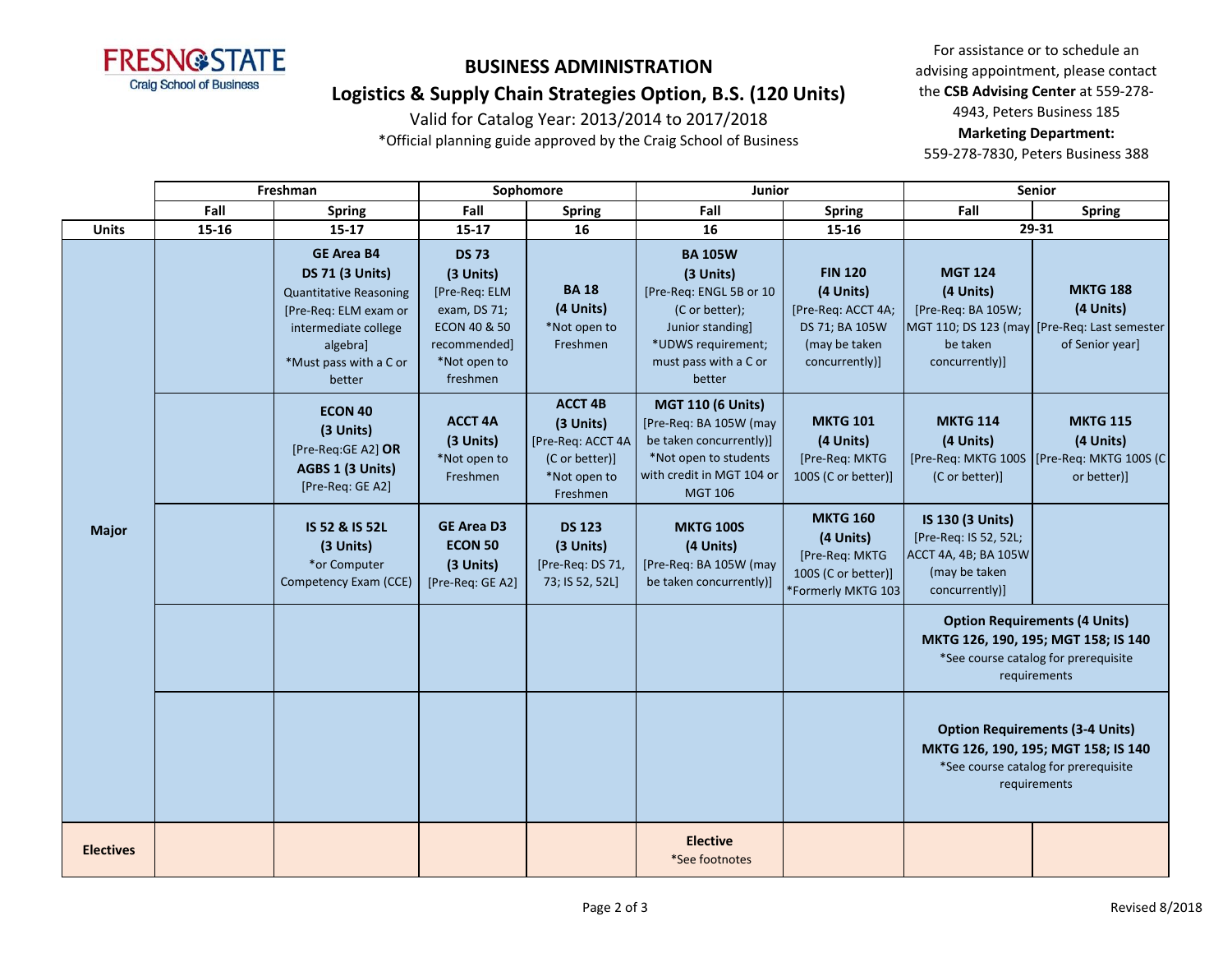# BUSINESS ADMINISTRATION

## Logistics & Supply Chain Strategies Option, B.S. (120 Units)

Valid for Catalog Year: 2013/2014 to 2017/2018

*Official planning guide approved by the Craig School of Business

For assistance or to schedule an advising appointment, please contact the **CSB Advising Center** at 559-278-4943, Peters Business 185

**Marketing Department:** 559-278-7830, Peters Business 388

| | Freshman | | Sophomore | | Junior | | Senior | |
|---|---|---|---|---|---|---|---|---|
| | **Fall** | **Spring** | **Fall** | **Spring** | **Fall** | **Spring** | **Fall** | **Spring** |
| **Units** | **15-16** | **15-17** | **15-17** | **16** | **16** | **15-16** | **29-31** | |
| **Major** | | **GE Area B4 DS 71 (3 Units)** Quantitative Reasoning [Pre-Req: ELM exam or intermediate college algebra] *Must pass with a C or better | **DS 73 (3 Units)** [Pre-Req: ELM exam, DS 71; ECON 40 & 50 recommended] *Not open to freshmen | **BA 18 (4 Units)** *Not open to Freshmen | **BA 105W (3 Units)** [Pre-Req: ENGL 5B or 10 (C or better); Junior standing] *UDWS requirement; must pass with a C or better | **FIN 120 (4 Units)** [Pre-Req: ACCT 4A; DS 71; BA 105W (may be taken concurrently)] | **MGT 124 (4 Units)** [Pre-Req: BA 105W; MGT 110; DS 123 (may be taken concurrently)] | **MKTG 188 (4 Units)** [Pre-Req: Last semester of Senior year] |
| | | **ECON 40 (3 Units)** [Pre-Req:GE A2] **OR AGBS 1 (3 Units)** [Pre-Req: GE A2] | **ACCT 4A (3 Units)** *Not open to Freshmen | **ACCT 4B (3 Units)** [Pre-Req: ACCT 4A (C or better)] *Not open to Freshmen | **MGT 110 (6 Units)** [Pre-Req: BA 105W (may be taken concurrently)] *Not open to students with credit in MGT 104 or MGT 106 | **MKTG 101 (4 Units)** [Pre-Req: MKTG 100S (C or better)] | **MKTG 114 (4 Units)** [Pre-Req: MKTG 100S (C or better)] | **MKTG 115 (4 Units)** [Pre-Req: MKTG 100S (C or better)] |
| | | **IS 52 & IS 52L (3 Units)** *or Computer Competency Exam (CCE) | **GE Area D3 ECON 50 (3 Units)** [Pre-Req: GE A2] | **DS 123 (3 Units)** [Pre-Req: DS 71, 73; IS 52, 52L] | **MKTG 100S (4 Units)** [Pre-Req: BA 105W (may be taken concurrently)] | **MKTG 160 (4 Units)** [Pre-Req: MKTG 100S (C or better)] *Formerly MKTG 103 | **IS 130 (3 Units)** [Pre-Req: IS 52, 52L; ACCT 4A, 4B; BA 105W (may be taken concurrently)] | |
| | | | | | | | **Option Requirements (4 Units) MKTG 126, 190, 195; MGT 158; IS 140** *See course catalog for prerequisite requirements | |
| | | | | | | | **Option Requirements (3-4 Units) MKTG 126, 190, 195; MGT 158; IS 140** *See course catalog for prerequisite requirements | |
| **Electives** | | | | | **Elective** *See footnotes | | | |

Revised 8/2018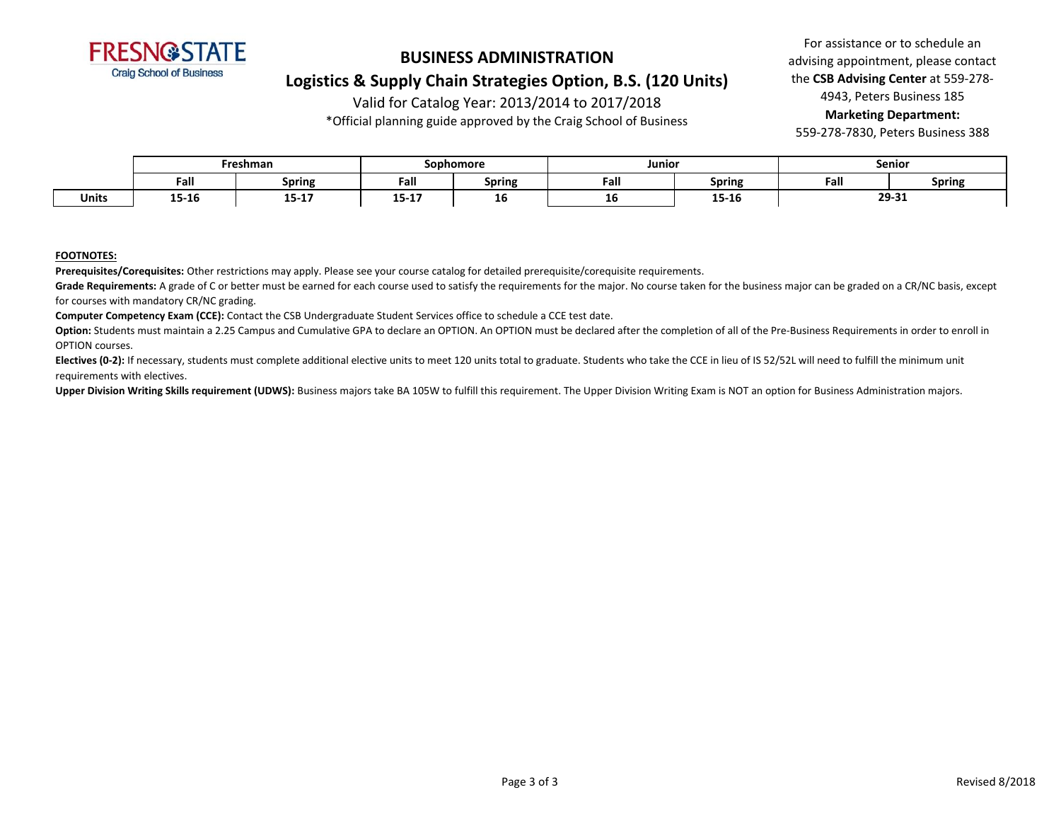FRESNO STATE
Craig School of Business

# BUSINESS ADMINISTRATION

## Logistics & Supply Chain Strategies Option, B.S. (120 Units)

Valid for Catalog Year: 2013/2014 to 2017/2018

*Official planning guide approved by the Craig School of Business

For assistance or to schedule an advising appointment, please contact the **CSB Advising Center** at 559-278-4943, Peters Business 185

**Marketing Department:**
559-278-7830, Peters Business 388

| | Freshman | | Sophomore | | Junior | | Senior | |
|---|---|---|---|---|---|---|---|---|
| | **Fall** | **Spring** | **Fall** | **Spring** | **Fall** | **Spring** | **Fall** | **Spring** |
| **Units** | **15-16** | **15-17** | **15-17** | **16** | **16** | **15-16** | **29-31** | |

**FOOTNOTES:**

**Prerequisites/Corequisites:** Other restrictions may apply. Please see your course catalog for detailed prerequisite/corequisite requirements.

**Grade Requirements:** A grade of C or better must be earned for each course used to satisfy the requirements for the major. No course taken for the business major can be graded on a CR/NC basis, except for courses with mandatory CR/NC grading.

**Computer Competency Exam (CCE):** Contact the CSB Undergraduate Student Services office to schedule a CCE test date.

**Option:** Students must maintain a 2.25 Campus and Cumulative GPA to declare an OPTION. An OPTION must be declared after the completion of all of the Pre-Business Requirements in order to enroll in OPTION courses.

**Electives (0-2):** If necessary, students must complete additional elective units to meet 120 units total to graduate. Students who take the CCE in lieu of IS 52/52L will need to fulfill the minimum unit requirements with electives.

**Upper Division Writing Skills requirement (UDWS):** Business majors take BA 105W to fulfill this requirement. The Upper Division Writing Exam is NOT an option for Business Administration majors.

Revised 8/2018